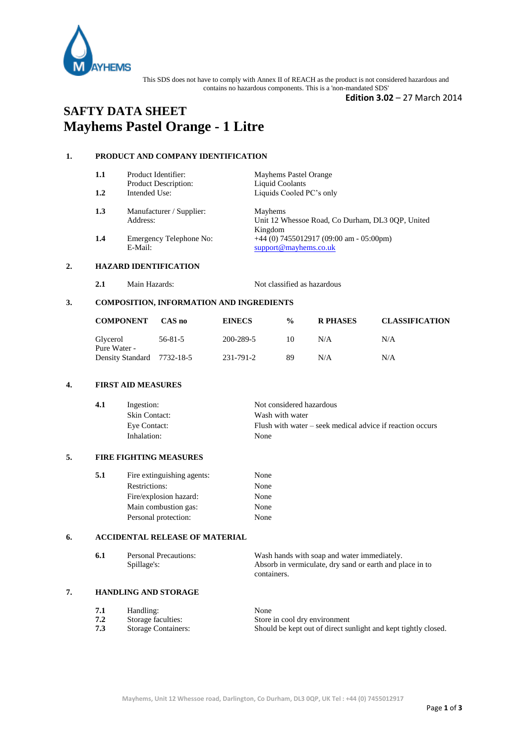This SDS does not have to comply with Annex II of REACH as the product is not considered hazardous and contains no hazardous components. This is a 'non-mandated SDS'

**Edition 3.02** – 27 March 2014

# SAFTY DATA SHEET
# Mayhems Pastel Orange - 1 Litre

## 1. PRODUCT AND COMPANY IDENTIFICATION

| | | |
|---|---|---|
| **1.1** | Product Identifier: | Mayhems Pastel Orange |
| | Product Description: | Liquid Coolants |
| **1.2** | Intended Use: | Liquids Cooled PC's only |
| **1.3** | Manufacturer / Supplier: | Mayhems |
| | Address: | Unit 12 Whessoe Road, Co Durham, DL3 0QP, United Kingdom |
| **1.4** | Emergency Telephone No: | +44 (0) 7455012917 (09:00 am - 05:00pm) |
| | E-Mail: | support@mayhems.co.uk |

## 2. HAZARD IDENTIFICATION

| | | |
|---|---|---|
| **2.1** | Main Hazards: | Not classified as hazardous |

## 3. COMPOSITION, INFORMATION AND INGREDIENTS

| COMPONENT | CAS no | EINECS | % | R PHASES | CLASSIFICATION |
|---|---|---|---|---|---|
| Glycerol | 56-81-5 | 200-289-5 | 10 | N/A | N/A |
| Pure Water - Density Standard | 7732-18-5 | 231-791-2 | 89 | N/A | N/A |

## 4. FIRST AID MEASURES

| | | |
|---|---|---|
| **4.1** | Ingestion: | Not considered hazardous |
| | Skin Contact: | Wash with water |
| | Eye Contact: | Flush with water – seek medical advice if reaction occurs |
| | Inhalation: | None |

## 5. FIRE FIGHTING MEASURES

| | | |
|---|---|---|
| **5.1** | Fire extinguishing agents: | None |
| | Restrictions: | None |
| | Fire/explosion hazard: | None |
| | Main combustion gas: | None |
| | Personal protection: | None |

## 6. ACCIDENTAL RELEASE OF MATERIAL

| | | |
|---|---|---|
| **6.1** | Personal Precautions: | Wash hands with soap and water immediately. |
| | Spillage's: | Absorb in vermiculate, dry sand or earth and place in to containers. |

## 7. HANDLING AND STORAGE

| | | |
|---|---|---|
| **7.1** | Handling: | None |
| **7.2** | Storage faculties: | Store in cool dry environment |
| **7.3** | Storage Containers: | Should be kept out of direct sunlight and kept tightly closed. |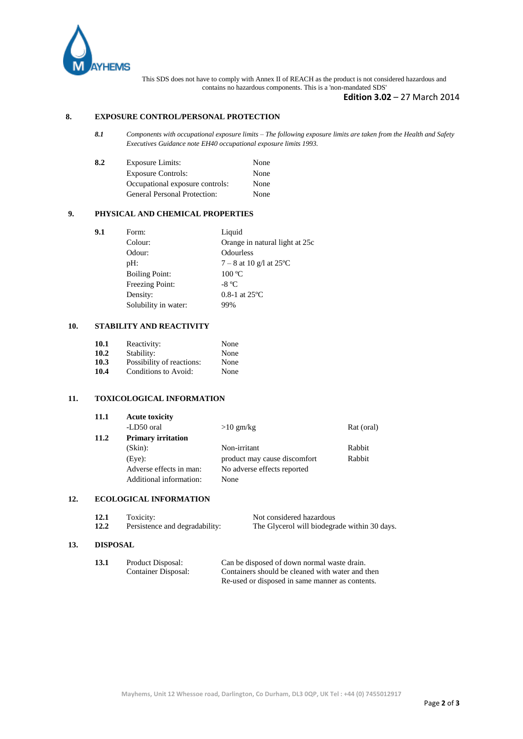This SDS does not have to comply with Annex II of REACH as the product is not considered hazardous and contains no hazardous components. This is a 'non-mandated SDS'

**Edition 3.02** – 27 March 2014

## 8. EXPOSURE CONTROL/PERSONAL PROTECTION

***8.1*** *Components with occupational exposure limits – The following exposure limits are taken from the Health and Safety Executives Guidance note EH40 occupational exposure limits 1993.*

| | | |
|---|---|---|
| **8.2** | Exposure Limits: | None |
| | Exposure Controls: | None |
| | Occupational exposure controls: | None |
| | General Personal Protection: | None |

## 9. PHYSICAL AND CHEMICAL PROPERTIES

| | | |
|---|---|---|
| **9.1** | Form: | Liquid |
| | Colour: | Orange in natural light at 25c |
| | Odour: | Odourless |
| | pH: | 7 – 8 at 10 g/l at 25ºC |
| | Boiling Point: | 100 ºC |
| | Freezing Point: | -8 ºC |
| | Density: | 0.8-1 at 25ºC |
| | Solubility in water: | 99% |

## 10. STABILITY AND REACTIVITY

| | | |
|---|---|---|
| **10.1** | Reactivity: | None |
| **10.2** | Stability: | None |
| **10.3** | Possibility of reactions: | None |
| **10.4** | Conditions to Avoid: | None |

## 11. TOXICOLOGICAL INFORMATION

| | | | |
|---|---|---|---|
| **11.1** | **Acute toxicity** | | |
| | -LD50 oral | >10 gm/kg | Rat (oral) |
| **11.2** | **Primary irritation** | | |
| | (Skin): | Non-irritant | Rabbit |
| | (Eye): | product may cause discomfort | Rabbit |
| | Adverse effects in man: | No adverse effects reported | |
| | Additional information: | None | |

## 12. ECOLOGICAL INFORMATION

| | | |
|---|---|---|
| **12.1** | Toxicity: | Not considered hazardous |
| **12.2** | Persistence and degradability: | The Glycerol will biodegrade within 30 days. |

## 13. DISPOSAL

| | | |
|---|---|---|
| **13.1** | Product Disposal: | Can be disposed of down normal waste drain. |
| | Container Disposal: | Containers should be cleaned with water and then Re-used or disposed in same manner as contents. |

Mayhems, Unit 12 Whessoe road, Darlington, Co Durham, DL3 0QP, UK Tel : +44 (0) 7455012917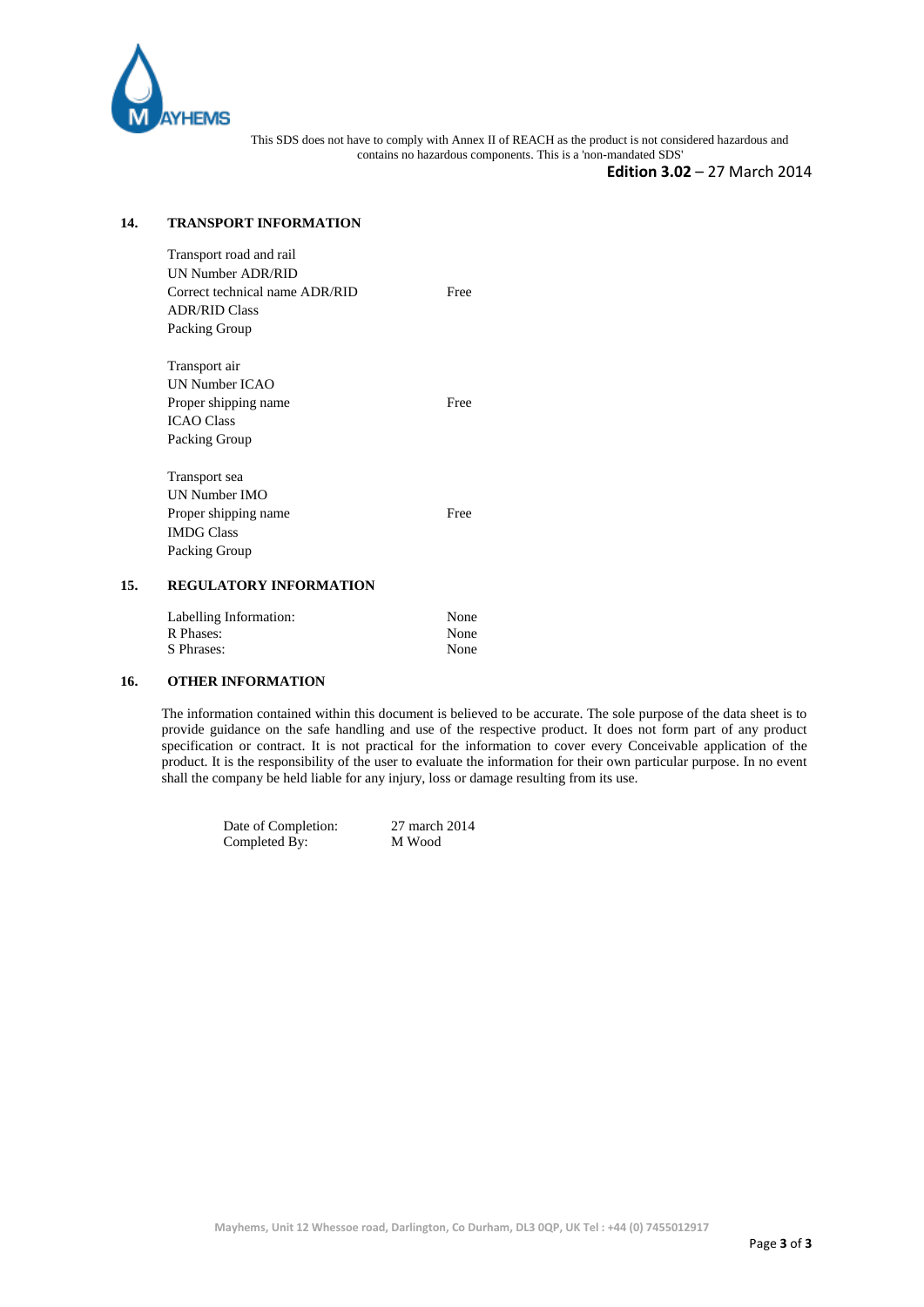This SDS does not have to comply with Annex II of REACH as the product is not considered hazardous and contains no hazardous components. This is a 'non-mandated SDS'

**Edition 3.02** – 27 March 2014

## 14. TRANSPORT INFORMATION

Transport road and rail
UN Number ADR/RID
Correct technical name ADR/RID — Free
ADR/RID Class
Packing Group

Transport air
UN Number ICAO
Proper shipping name — Free
ICAO Class
Packing Group

Transport sea
UN Number IMO
Proper shipping name — Free
IMDG Class
Packing Group

## 15. REGULATORY INFORMATION

| | |
|---|---|
| Labelling Information: | None |
| R Phases: | None |
| S Phrases: | None |

## 16. OTHER INFORMATION

The information contained within this document is believed to be accurate. The sole purpose of the data sheet is to provide guidance on the safe handling and use of the respective product. It does not form part of any product specification or contract. It is not practical for the information to cover every Conceivable application of the product. It is the responsibility of the user to evaluate the information for their own particular purpose. In no event shall the company be held liable for any injury, loss or damage resulting from its use.

| | |
|---|---|
| Date of Completion: | 27 march 2014 |
| Completed By: | M Wood |

Mayhems, Unit 12 Whessoe road, Darlington, Co Durham, DL3 0QP, UK Tel : +44 (0) 7455012917